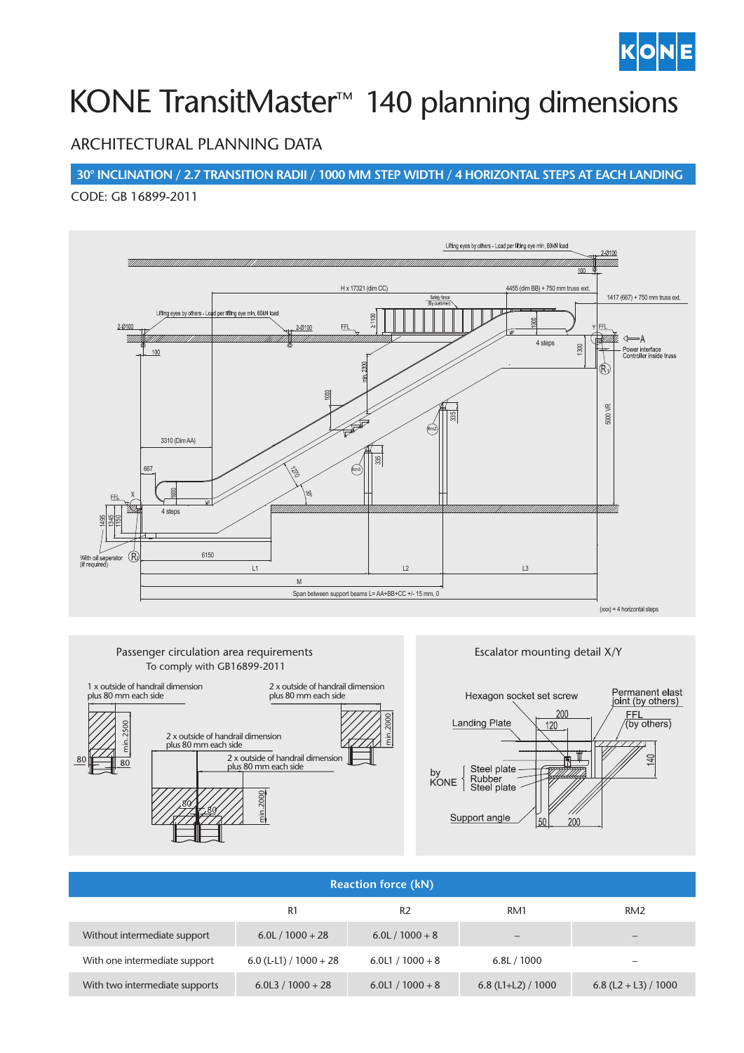# KONE TransitMaster™ 140 planning dimensions

## ARCHITECTURAL PLANNING DATA

### 30° INCLINATION / 2.7 TRANSITION RADII / 1000 MM STEP WIDTH / 4 HORIZONTAL STEPS AT EACH LANDING

CODE: GB 16899-2011

Passenger circulation area requirements
To comply with GB16899-2011

Escalator mounting detail X/Y

| | Reaction force (kN) | | | |
|---|---|---|---|---|
| | R1 | R2 | RM1 | RM2 |
| Without intermediate support | 6.0L / 1000 + 28 | 6.0L / 1000 + 8 | – | – |
| With one intermediate support | 6.0 (L-L1) / 1000 + 28 | 6.0L1 / 1000 + 8 | 6.8L / 1000 | – |
| With two intermediate supports | 6.0L3 / 1000 + 28 | 6.0L1 / 1000 + 8 | 6.8 (L1+L2) / 1000 | 6.8 (L2 + L3) / 1000 |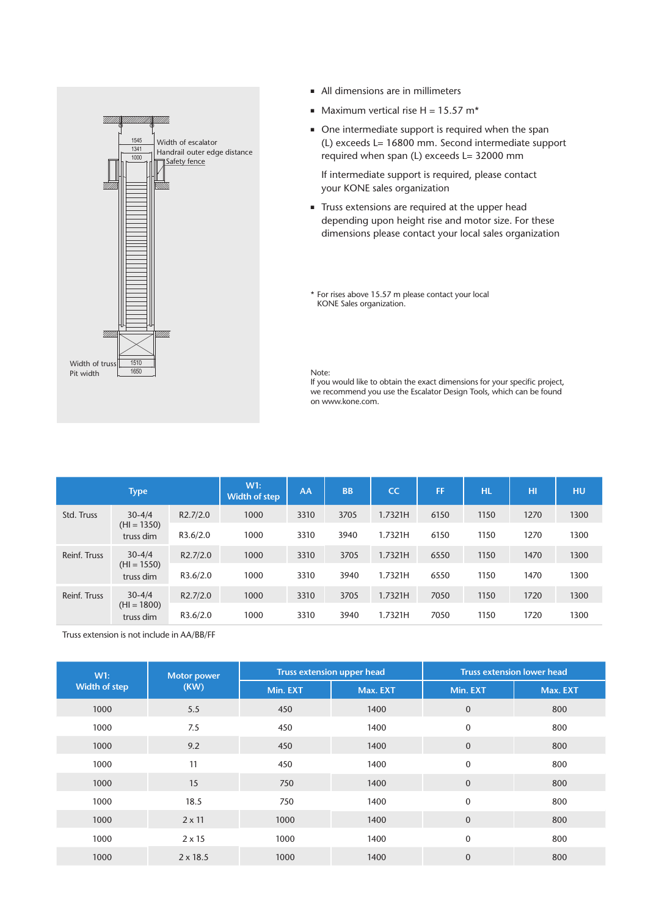- All dimensions are in millimeters
- Maximum vertical rise H = 15.57 m*
- One intermediate support is required when the span (L) exceeds L= 16800 mm. Second intermediate support required when span (L) exceeds L= 32000 mm

  If intermediate support is required, please contact your KONE sales organization
- Truss extensions are required at the upper head depending upon height rise and motor size. For these dimensions please contact your local sales organization

\* For rises above 15.57 m please contact your local KONE Sales organization.

Note:
If you would like to obtain the exact dimensions for your specific project, we recommend you use the Escalator Design Tools, which can be found on www.kone.com.

| Type | | | W1: Width of step | AA | BB | CC | FF | HL | HI | HU |
|---|---|---|---|---|---|---|---|---|---|---|
| Std. Truss | 30-4/4 (HI = 1350) truss dim | R2.7/2.0 | 1000 | 3310 | 3705 | 1.7321H | 6150 | 1150 | 1270 | 1300 |
| | | R3.6/2.0 | 1000 | 3310 | 3940 | 1.7321H | 6150 | 1150 | 1270 | 1300 |
| Reinf. Truss | 30-4/4 (HI = 1550) truss dim | R2.7/2.0 | 1000 | 3310 | 3705 | 1.7321H | 6550 | 1150 | 1470 | 1300 |
| | | R3.6/2.0 | 1000 | 3310 | 3940 | 1.7321H | 6550 | 1150 | 1470 | 1300 |
| Reinf. Truss | 30-4/4 (HI = 1800) truss dim | R2.7/2.0 | 1000 | 3310 | 3705 | 1.7321H | 7050 | 1150 | 1720 | 1300 |
| | | R3.6/2.0 | 1000 | 3310 | 3940 | 1.7321H | 7050 | 1150 | 1720 | 1300 |

Truss extension is not include in AA/BB/FF

| W1: Width of step | Motor power (KW) | Truss extension upper head | | Truss extension lower head | |
|---|---|---|---|---|---|
| | | Min. EXT | Max. EXT | Min. EXT | Max. EXT |
| 1000 | 5.5 | 450 | 1400 | 0 | 800 |
| 1000 | 7.5 | 450 | 1400 | 0 | 800 |
| 1000 | 9.2 | 450 | 1400 | 0 | 800 |
| 1000 | 11 | 450 | 1400 | 0 | 800 |
| 1000 | 15 | 750 | 1400 | 0 | 800 |
| 1000 | 18.5 | 750 | 1400 | 0 | 800 |
| 1000 | 2 x 11 | 1000 | 1400 | 0 | 800 |
| 1000 | 2 x 15 | 1000 | 1400 | 0 | 800 |
| 1000 | 2 x 18.5 | 1000 | 1400 | 0 | 800 |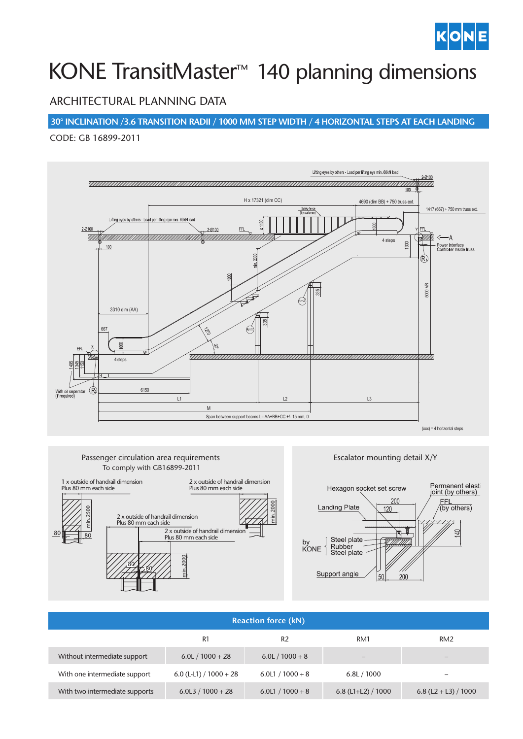# KONE TransitMaster™ 140 planning dimensions

## ARCHITECTURAL PLANNING DATA

**30° INCLINATION /3.6 TRANSITION RADII / 1000 MM STEP WIDTH / 4 HORIZONTAL STEPS AT EACH LANDING**

CODE: GB 16899-2011

Lifting eyes by others - Load per lifting eye min. 60kN load

2-Ø100

100

H x 17321 (dim CC)

4690 (dim BB) + 750 truss ext.

1417 (667) + 750 mm truss ext.

Safety fence (By customer)

Lifting eyes by others - Load per lifting eye min. 60kN load

2-Ø100

2-Ø100

FFL

≥1100

1000

Y FFL

A

4 steps

1300

Power Interface Controller Inside truss

R1

100

min. 2300

1000

335

Rm2

5000 VR

3310 dim (AA)

667

1270

Rm1

335

FFL

X

1000

30°

4 steps

1495

1345

1150

With oil seperator (if required)

R2

6150

L1

L2

L3

M

Span between support beams L= AA+BB+CC +/- 15 mm, 0

(xxx) = 4 horizontal steps

### Passenger circulation area requirements

To comply with GB16899-2011

1 x outside of handrail dimension Plus 80 mm each side

2 x outside of handrail dimension Plus 80 mm each side

2 x outside of handrail dimension Plus 80 mm each side

2 x outside of handrail dimension Plus 80 mm each side

min. 2500

min. 2000

min. 2000

80

80

80

80

### Escalator mounting detail X/Y

Hexagon socket set screw

Permanent elast joint (by others)

Landing Plate

200

120

FFL (by others)

by KONE

Steel plate

Rubber

Steel plate

140

Support angle

50

200

| Reaction force (kN) | | | | |
|---|---|---|---|---|
| | R1 | R2 | RM1 | RM2 |
| Without intermediate support | 6.0L / 1000 + 28 | 6.0L / 1000 + 8 | – | – |
| With one intermediate support | 6.0 (L-L1) / 1000 + 28 | 6.0L1 / 1000 + 8 | 6.8L / 1000 | – |
| With two intermediate supports | 6.0L3 / 1000 + 28 | 6.0L1 / 1000 + 8 | 6.8 (L1+L2) / 1000 | 6.8 (L2 + L3) / 1000 |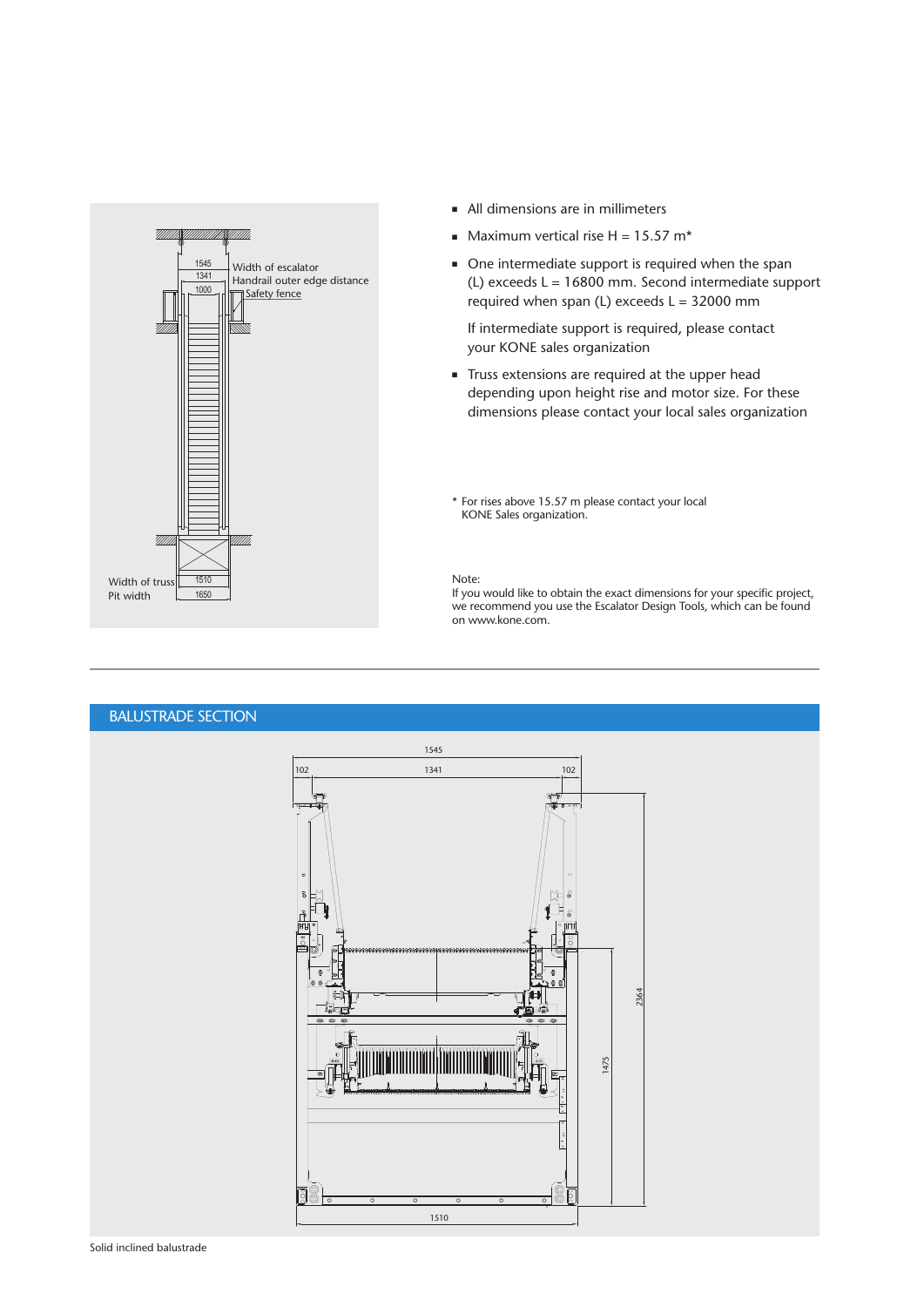1545
1341
1000

Width of escalator
Handrail outer edge distance
Safety fence

Width of truss 1510
Pit width 1650

- All dimensions are in millimeters
- Maximum vertical rise H = 15.57 m*
- One intermediate support is required when the span (L) exceeds L = 16800 mm. Second intermediate support required when span (L) exceeds L = 32000 mm

  If intermediate support is required, please contact your KONE sales organization
- Truss extensions are required at the upper head depending upon height rise and motor size. For these dimensions please contact your local sales organization

\* For rises above 15.57 m please contact your local KONE Sales organization.

Note:
If you would like to obtain the exact dimensions for your specific project, we recommend you use the Escalator Design Tools, which can be found on www.kone.com.

## BALUSTRADE SECTION

1545
102
1341
102
2364
1475
1510

Solid inclined balustrade